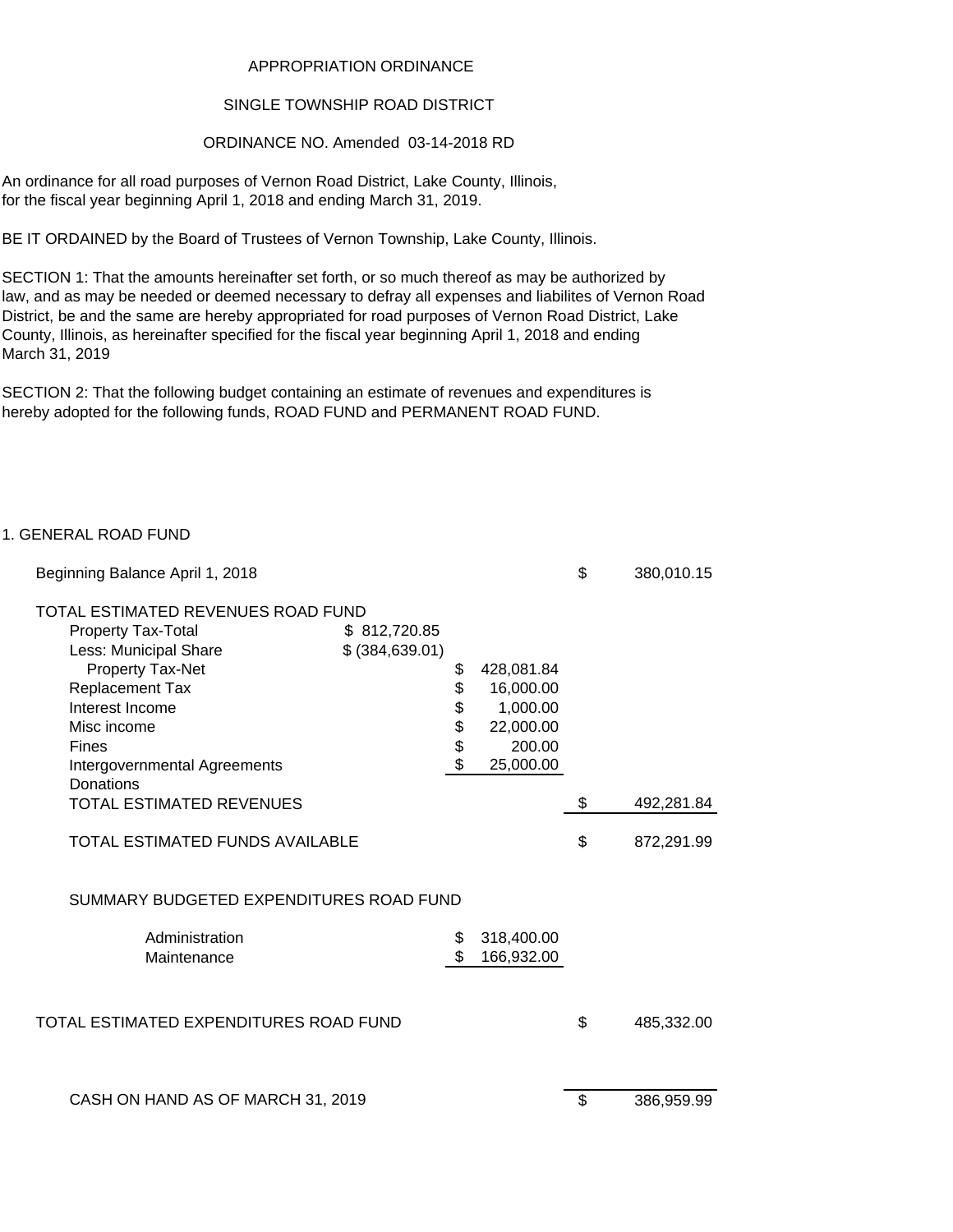APPROPRIATION ORDINANCE

SINGLE TOWNSHIP ROAD DISTRICT

ORDINANCE NO. Amended 03-14-2018 RD

An ordinance for all road purposes of Vernon Road District, Lake County, Illinois, for the fiscal year beginning April 1, 2018 and ending March 31, 2019.

BE IT ORDAINED by the Board of Trustees of Vernon Township, Lake County, Illinois.

SECTION 1: That the amounts hereinafter set forth, or so much thereof as may be authorized by law, and as may be needed or deemed necessary to defray all expenses and liabilites of Vernon Road District, be and the same are hereby appropriated for road purposes of Vernon Road District, Lake County, Illinois, as hereinafter specified for the fiscal year beginning April 1, 2018 and ending March 31, 2019

SECTION 2: That the following budget containing an estimate of revenues and expenditures is hereby adopted for the following funds, ROAD FUND and PERMANENT ROAD FUND.

1. GENERAL ROAD FUND

| | | | |
|---|---|---|---|
| Beginning Balance April 1, 2018 | | | $ 380,010.15 |
| TOTAL ESTIMATED REVENUES ROAD FUND | | | |
| Property Tax-Total | $ 812,720.85 | | |
| Less: Municipal Share | $ (384,639.01) | | |
| Property Tax-Net | | $ 428,081.84 | |
| Replacement Tax | | $ 16,000.00 | |
| Interest Income | | $ 1,000.00 | |
| Misc income | | $ 22,000.00 | |
| Fines | | $ 200.00 | |
| Intergovernmental Agreements | | $ 25,000.00 | |
| Donations | | | |
| TOTAL ESTIMATED REVENUES | | | $ 492,281.84 |
| TOTAL ESTIMATED FUNDS AVAILABLE | | | $ 872,291.99 |
| SUMMARY BUDGETED EXPENDITURES ROAD FUND | | | |
| Administration | | $ 318,400.00 | |
| Maintenance | | $ 166,932.00 | |
| TOTAL ESTIMATED EXPENDITURES ROAD FUND | | | $ 485,332.00 |
| CASH ON HAND AS OF MARCH 31, 2019 | | | $ 386,959.99 |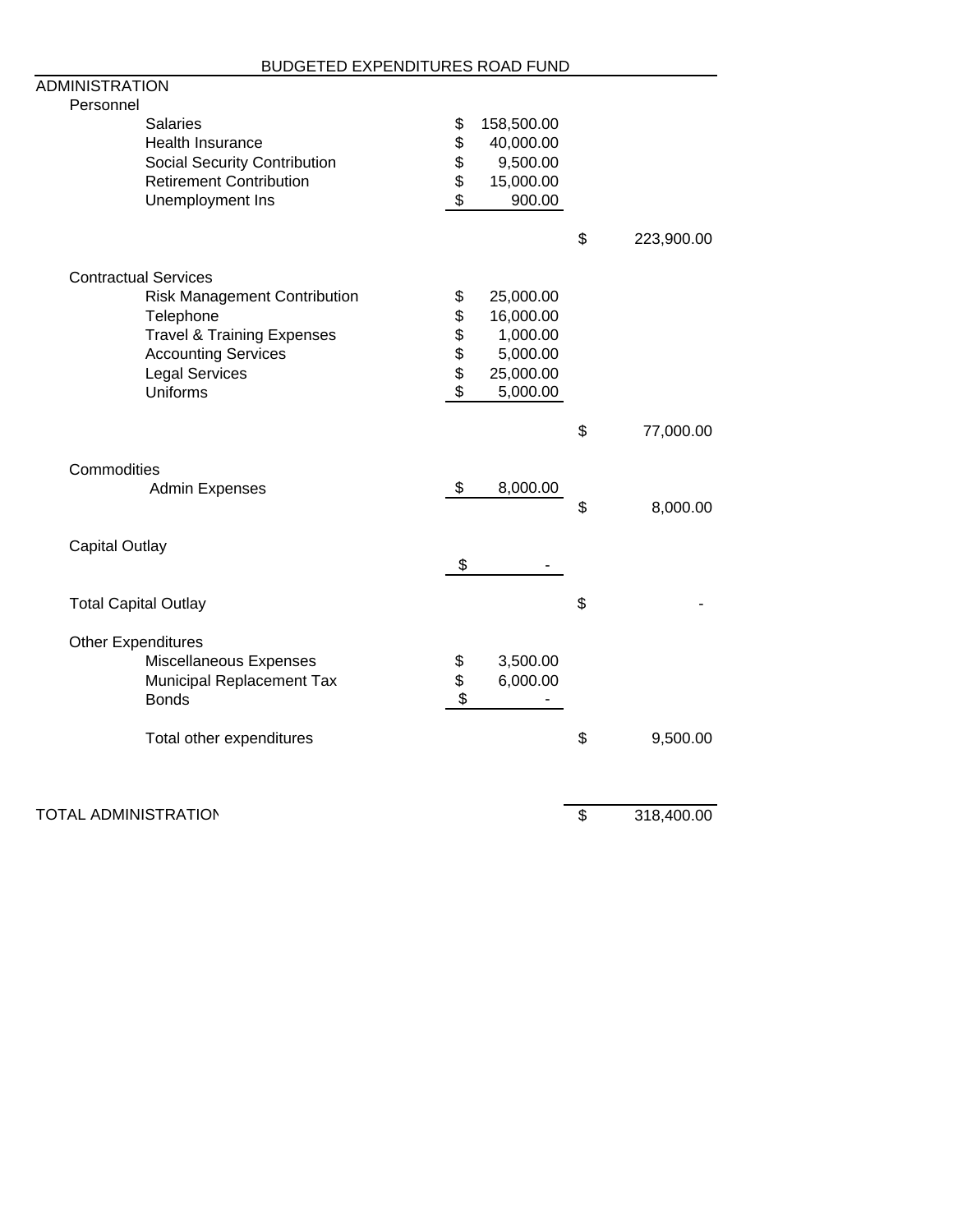## BUDGETED EXPENDITURES ROAD FUND

| ADMINISTRATION | | |
|---|---|---|
| **Personnel** | | |
| Salaries | $ 158,500.00 | |
| Health Insurance | $ 40,000.00 | |
| Social Security Contribution | $ 9,500.00 | |
| Retirement Contribution | $ 15,000.00 | |
| Unemployment Ins | $ 900.00 | |
| | | $ 223,900.00 |
| **Contractual Services** | | |
| Risk Management Contribution | $ 25,000.00 | |
| Telephone | $ 16,000.00 | |
| Travel & Training Expenses | $ 1,000.00 | |
| Accounting Services | $ 5,000.00 | |
| Legal Services | $ 25,000.00 | |
| Uniforms | $ 5,000.00 | |
| | | $ 77,000.00 |
| **Commodities** | | |
| Admin Expenses | $ 8,000.00 | |
| | | $ 8,000.00 |
| **Capital Outlay** | | |
| | $ - | |
| Total Capital Outlay | | $ - |
| **Other Expenditures** | | |
| Miscellaneous Expenses | $ 3,500.00 | |
| Municipal Replacement Tax | $ 6,000.00 | |
| Bonds | $ - | |
| Total other expenditures | | $ 9,500.00 |
| TOTAL ADMINISTRATION | | $ 318,400.00 |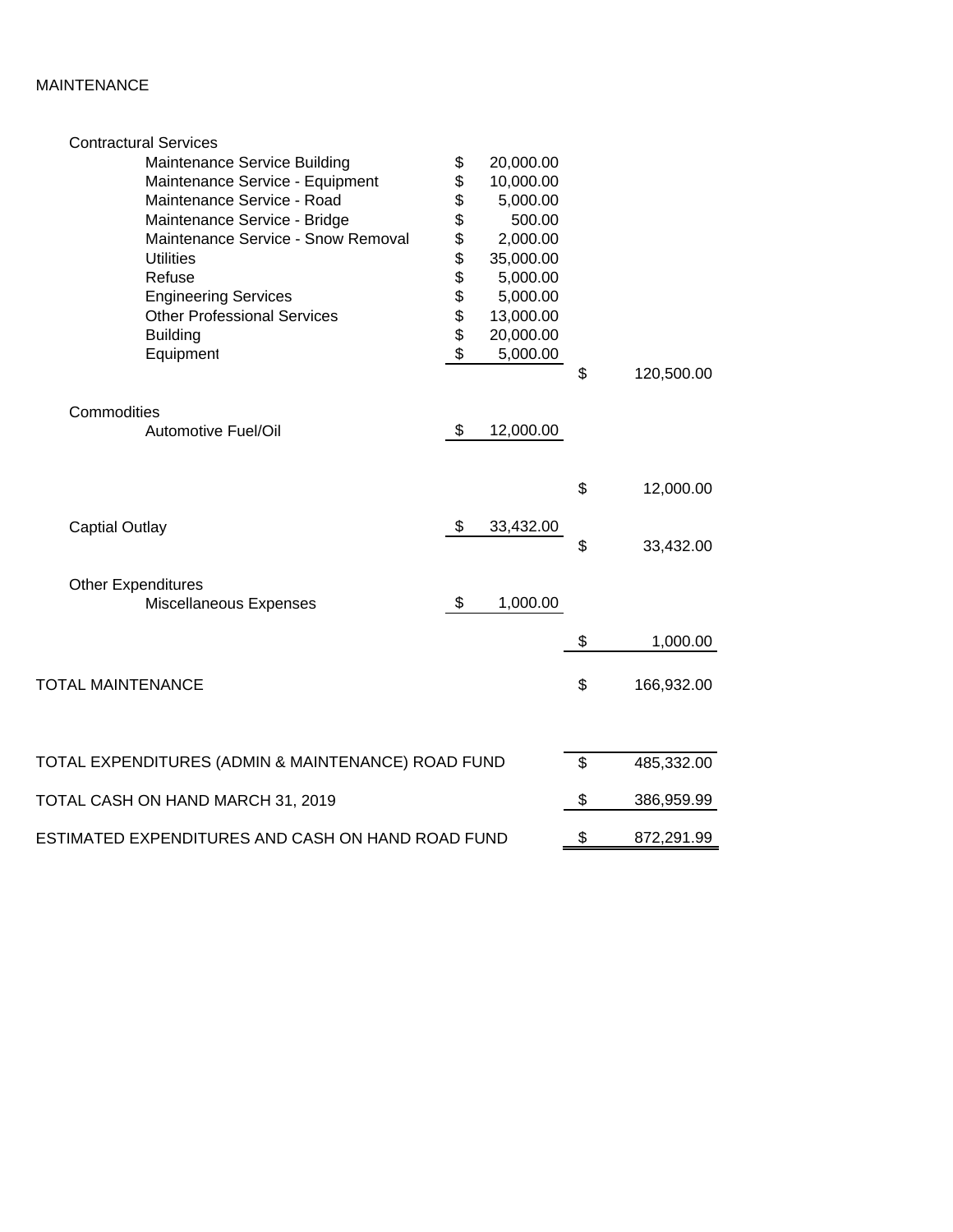MAINTENANCE

| | | |
|---|---|---|
| **Contractural Services** | | |
| Maintenance Service Building | $ 20,000.00 | |
| Maintenance Service - Equipment | $ 10,000.00 | |
| Maintenance Service - Road | $ 5,000.00 | |
| Maintenance Service - Bridge | $ 500.00 | |
| Maintenance Service - Snow Removal | $ 2,000.00 | |
| Utilities | $ 35,000.00 | |
| Refuse | $ 5,000.00 | |
| Engineering Services | $ 5,000.00 | |
| Other Professional Services | $ 13,000.00 | |
| Building | $ 20,000.00 | |
| Equipment | $ 5,000.00 | |
| | | $ 120,500.00 |
| **Commodities** | | |
| Automotive Fuel/Oil | $ 12,000.00 | |
| | | $ 12,000.00 |
| Captial Outlay | $ 33,432.00 | |
| | | $ 33,432.00 |
| **Other Expenditures** | | |
| Miscellaneous Expenses | $ 1,000.00 | |
| | | $ 1,000.00 |
| TOTAL MAINTENANCE | | $ 166,932.00 |
| TOTAL EXPENDITURES (ADMIN & MAINTENANCE) ROAD FUND | | $ 485,332.00 |
| TOTAL CASH ON HAND MARCH 31, 2019 | | $ 386,959.99 |
| ESTIMATED EXPENDITURES AND CASH ON HAND ROAD FUND | | $ 872,291.99 |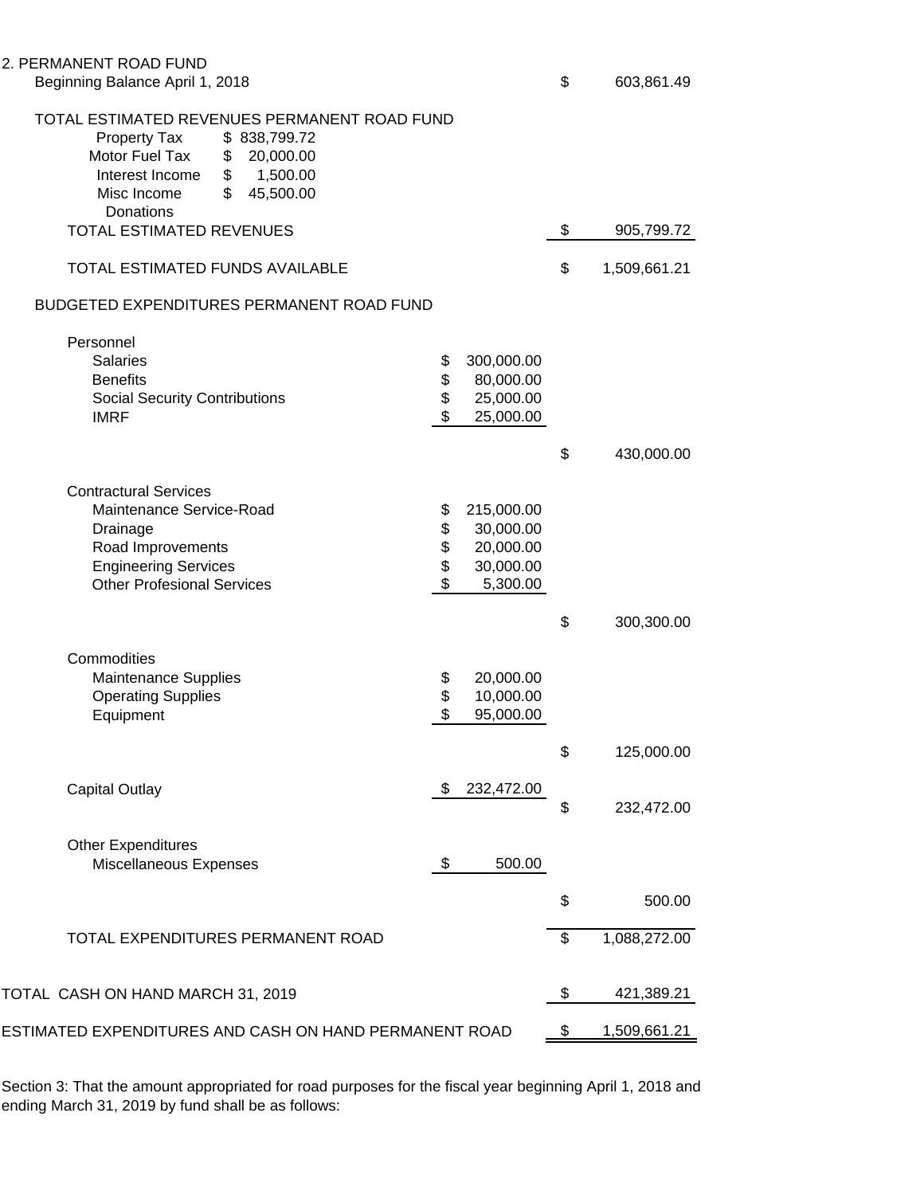## 2. PERMANENT ROAD FUND

| | | | |
|---|---|---|---|
| Beginning Balance April 1, 2018 | | | $ 603,861.49 |
| **TOTAL ESTIMATED REVENUES PERMANENT ROAD FUND** | | | |
| Property Tax | $ 838,799.72 | | |
| Motor Fuel Tax | $ 20,000.00 | | |
| Interest Income | $ 1,500.00 | | |
| Misc Income | $ 45,500.00 | | |
| Donations | | | |
| TOTAL ESTIMATED REVENUES | | | $ 905,799.72 |
| TOTAL ESTIMATED FUNDS AVAILABLE | | | $ 1,509,661.21 |
| **BUDGETED EXPENDITURES PERMANENT ROAD FUND** | | | |
| Personnel | | | |
| Salaries | | $ 300,000.00 | |
| Benefits | | $ 80,000.00 | |
| Social Security Contributions | | $ 25,000.00 | |
| IMRF | | $ 25,000.00 | |
| | | | $ 430,000.00 |
| Contractural Services | | | |
| Maintenance Service-Road | | $ 215,000.00 | |
| Drainage | | $ 30,000.00 | |
| Road Improvements | | $ 20,000.00 | |
| Engineering Services | | $ 30,000.00 | |
| Other Profesional Services | | $ 5,300.00 | |
| | | | $ 300,300.00 |
| Commodities | | | |
| Maintenance Supplies | | $ 20,000.00 | |
| Operating Supplies | | $ 10,000.00 | |
| Equipment | | $ 95,000.00 | |
| | | | $ 125,000.00 |
| Capital Outlay | | $ 232,472.00 | $ 232,472.00 |
| Other Expenditures | | | |
| Miscellaneous Expenses | | $ 500.00 | |
| | | | $ 500.00 |
| TOTAL EXPENDITURES PERMANENT ROAD | | | $ 1,088,272.00 |
| TOTAL CASH ON HAND MARCH 31, 2019 | | | $ 421,389.21 |
| ESTIMATED EXPENDITURES AND CASH ON HAND PERMANENT ROAD | | | $ 1,509,661.21 |

Section 3: That the amount appropriated for road purposes for the fiscal year beginning April 1, 2018 and ending March 31, 2019 by fund shall be as follows: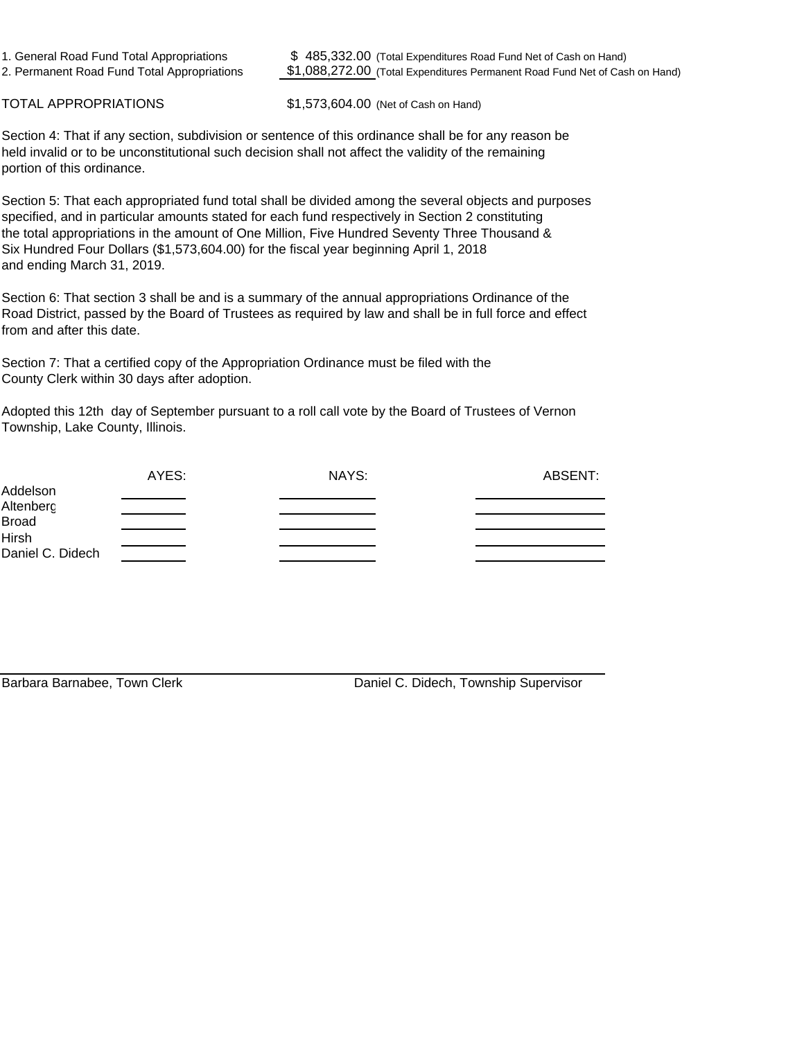| | | |
|---|---|---|
| 1. General Road Fund Total Appropriations | $ 485,332.00 | (Total Expenditures Road Fund Net of Cash on Hand) |
| 2. Permanent Road Fund Total Appropriations | $1,088,272.00 | (Total Expenditures Permanent Road Fund Net of Cash on Hand) |
| TOTAL APPROPRIATIONS | $1,573,604.00 | (Net of Cash on Hand) |

Section 4: That if any section, subdivision or sentence of this ordinance shall be for any reason be held invalid or to be unconstitutional such decision shall not affect the validity of the remaining portion of this ordinance.

Section 5: That each appropriated fund total shall be divided among the several objects and purposes specified, and in particular amounts stated for each fund respectively in Section 2 constituting the total appropriations in the amount of One Million, Five Hundred Seventy Three Thousand & Six Hundred Four Dollars ($1,573,604.00) for the fiscal year beginning April 1, 2018 and ending March 31, 2019.

Section 6: That section 3 shall be and is a summary of the annual appropriations Ordinance of the Road District, passed by the Board of Trustees as required by law and shall be in full force and effect from and after this date.

Section 7: That a certified copy of the Appropriation Ordinance must be filed with the County Clerk within 30 days after adoption.

Adopted this 12th day of September pursuant to a roll call vote by the Board of Trustees of Vernon Township, Lake County, Illinois.

| | AYES: | NAYS: | ABSENT: |
|---|---|---|---|
| Addelson | | | |
| Altenberg | | | |
| Broad | | | |
| Hirsh | | | |
| Daniel C. Didech | | | |

Barbara Barnabee, Town Clerk

Daniel C. Didech, Township Supervisor